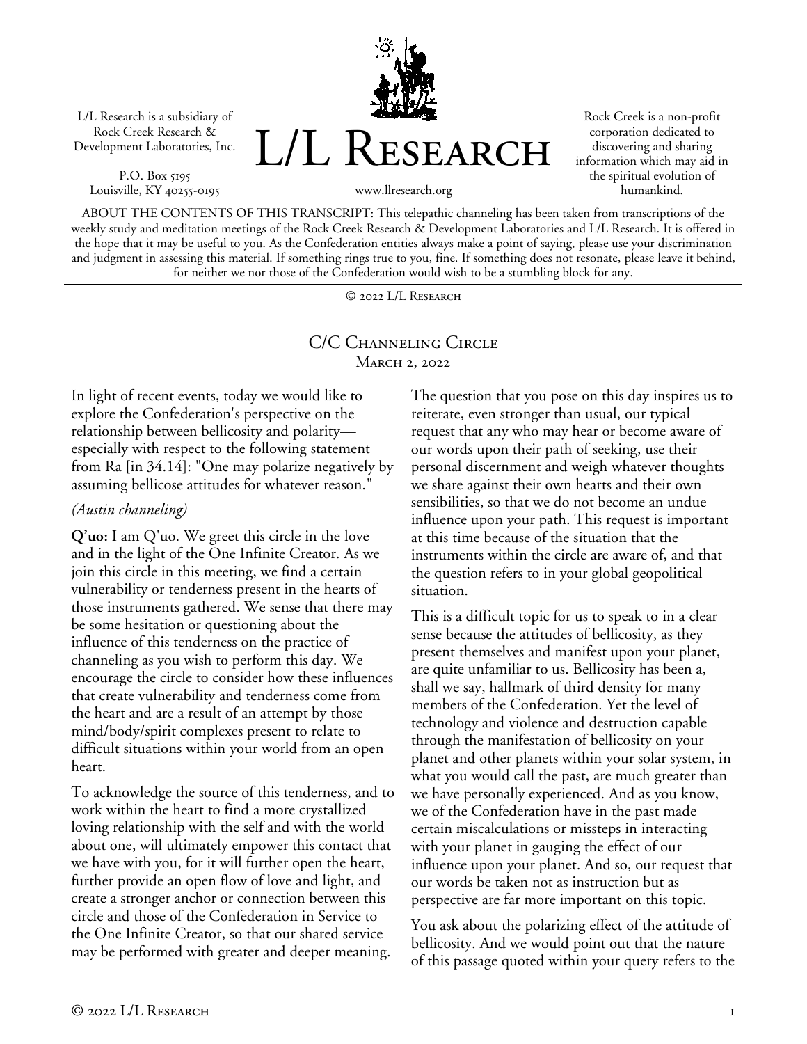L/L Research is a subsidiary of Rock Creek Research & Development Laboratories, Inc.

P.O. Box 5195
Louisville, KY 40255-0195

# L/L Research

www.llresearch.org

Rock Creek is a non-profit corporation dedicated to discovering and sharing information which may aid in the spiritual evolution of humankind.

ABOUT THE CONTENTS OF THIS TRANSCRIPT: This telepathic channeling has been taken from transcriptions of the weekly study and meditation meetings of the Rock Creek Research & Development Laboratories and L/L Research. It is offered in the hope that it may be useful to you. As the Confederation entities always make a point of saying, please use your discrimination and judgment in assessing this material. If something rings true to you, fine. If something does not resonate, please leave it behind, for neither we nor those of the Confederation would wish to be a stumbling block for any.

© 2022 L/L Research

## C/C Channeling Circle

March 2, 2022

In light of recent events, today we would like to explore the Confederation's perspective on the relationship between bellicosity and polarity—especially with respect to the following statement from Ra [in 34.14]: "One may polarize negatively by assuming bellicose attitudes for whatever reason."

*(Austin channeling)*

**Q'uo:** I am Q'uo. We greet this circle in the love and in the light of the One Infinite Creator. As we join this circle in this meeting, we find a certain vulnerability or tenderness present in the hearts of those instruments gathered. We sense that there may be some hesitation or questioning about the influence of this tenderness on the practice of channeling as you wish to perform this day. We encourage the circle to consider how these influences that create vulnerability and tenderness come from the heart and are a result of an attempt by those mind/body/spirit complexes present to relate to difficult situations within your world from an open heart.

To acknowledge the source of this tenderness, and to work within the heart to find a more crystallized loving relationship with the self and with the world about one, will ultimately empower this contact that we have with you, for it will further open the heart, further provide an open flow of love and light, and create a stronger anchor or connection between this circle and those of the Confederation in Service to the One Infinite Creator, so that our shared service may be performed with greater and deeper meaning.

The question that you pose on this day inspires us to reiterate, even stronger than usual, our typical request that any who may hear or become aware of our words upon their path of seeking, use their personal discernment and weigh whatever thoughts we share against their own hearts and their own sensibilities, so that we do not become an undue influence upon your path. This request is important at this time because of the situation that the instruments within the circle are aware of, and that the question refers to in your global geopolitical situation.

This is a difficult topic for us to speak to in a clear sense because the attitudes of bellicosity, as they present themselves and manifest upon your planet, are quite unfamiliar to us. Bellicosity has been a, shall we say, hallmark of third density for many members of the Confederation. Yet the level of technology and violence and destruction capable through the manifestation of bellicosity on your planet and other planets within your solar system, in what you would call the past, are much greater than we have personally experienced. And as you know, we of the Confederation have in the past made certain miscalculations or missteps in interacting with your planet in gauging the effect of our influence upon your planet. And so, our request that our words be taken not as instruction but as perspective are far more important on this topic.

You ask about the polarizing effect of the attitude of bellicosity. And we would point out that the nature of this passage quoted within your query refers to the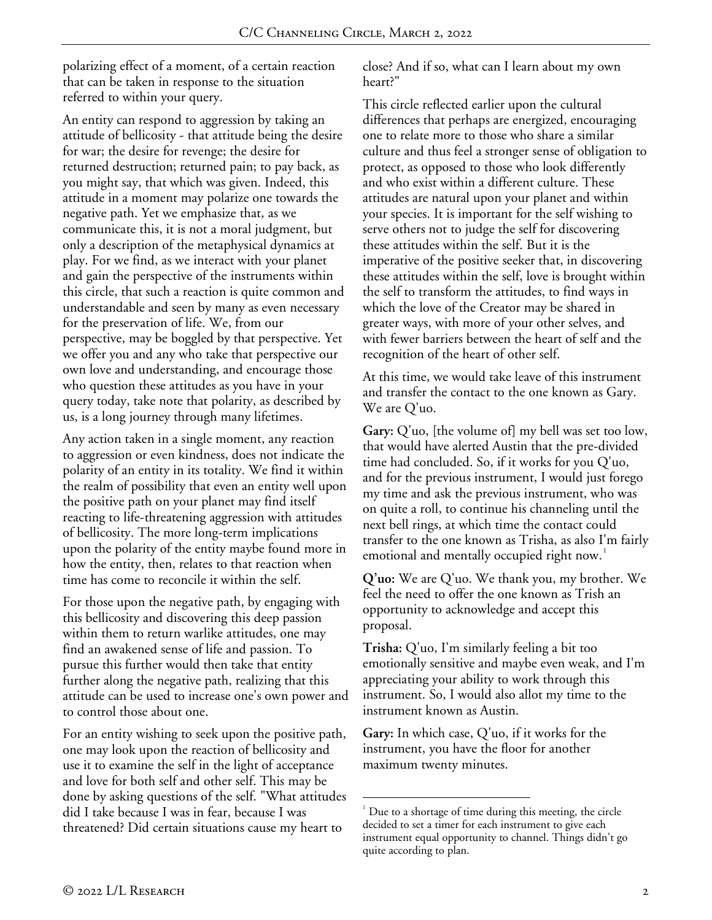polarizing effect of a moment, of a certain reaction that can be taken in response to the situation referred to within your query.

An entity can respond to aggression by taking an attitude of bellicosity - that attitude being the desire for war; the desire for revenge; the desire for returned destruction; returned pain; to pay back, as you might say, that which was given. Indeed, this attitude in a moment may polarize one towards the negative path. Yet we emphasize that, as we communicate this, it is not a moral judgment, but only a description of the metaphysical dynamics at play. For we find, as we interact with your planet and gain the perspective of the instruments within this circle, that such a reaction is quite common and understandable and seen by many as even necessary for the preservation of life. We, from our perspective, may be boggled by that perspective. Yet we offer you and any who take that perspective our own love and understanding, and encourage those who question these attitudes as you have in your query today, take note that polarity, as described by us, is a long journey through many lifetimes.

Any action taken in a single moment, any reaction to aggression or even kindness, does not indicate the polarity of an entity in its totality. We find it within the realm of possibility that even an entity well upon the positive path on your planet may find itself reacting to life-threatening aggression with attitudes of bellicosity. The more long-term implications upon the polarity of the entity maybe found more in how the entity, then, relates to that reaction when time has come to reconcile it within the self.

For those upon the negative path, by engaging with this bellicosity and discovering this deep passion within them to return warlike attitudes, one may find an awakened sense of life and passion. To pursue this further would then take that entity further along the negative path, realizing that this attitude can be used to increase one's own power and to control those about one.

For an entity wishing to seek upon the positive path, one may look upon the reaction of bellicosity and use it to examine the self in the light of acceptance and love for both self and other self. This may be done by asking questions of the self. "What attitudes did I take because I was in fear, because I was threatened? Did certain situations cause my heart to close? And if so, what can I learn about my own heart?"

This circle reflected earlier upon the cultural differences that perhaps are energized, encouraging one to relate more to those who share a similar culture and thus feel a stronger sense of obligation to protect, as opposed to those who look differently and who exist within a different culture. These attitudes are natural upon your planet and within your species. It is important for the self wishing to serve others not to judge the self for discovering these attitudes within the self. But it is the imperative of the positive seeker that, in discovering these attitudes within the self, love is brought within the self to transform the attitudes, to find ways in which the love of the Creator may be shared in greater ways, with more of your other selves, and with fewer barriers between the heart of self and the recognition of the heart of other self.

At this time, we would take leave of this instrument and transfer the contact to the one known as Gary. We are Q'uo.

**Gary:** Q'uo, [the volume of] my bell was set too low, that would have alerted Austin that the pre-divided time had concluded. So, if it works for you Q'uo, and for the previous instrument, I would just forego my time and ask the previous instrument, who was on quite a roll, to continue his channeling until the next bell rings, at which time the contact could transfer to the one known as Trisha, as also I'm fairly emotional and mentally occupied right now.[1]

**Q'uo:** We are Q'uo. We thank you, my brother. We feel the need to offer the one known as Trish an opportunity to acknowledge and accept this proposal.

**Trisha:** Q'uo, I'm similarly feeling a bit too emotionally sensitive and maybe even weak, and I'm appreciating your ability to work through this instrument. So, I would also allot my time to the instrument known as Austin.

**Gary:** In which case, Q'uo, if it works for the instrument, you have the floor for another maximum twenty minutes.

---

[1] Due to a shortage of time during this meeting, the circle decided to set a timer for each instrument to give each instrument equal opportunity to channel. Things didn't go quite according to plan.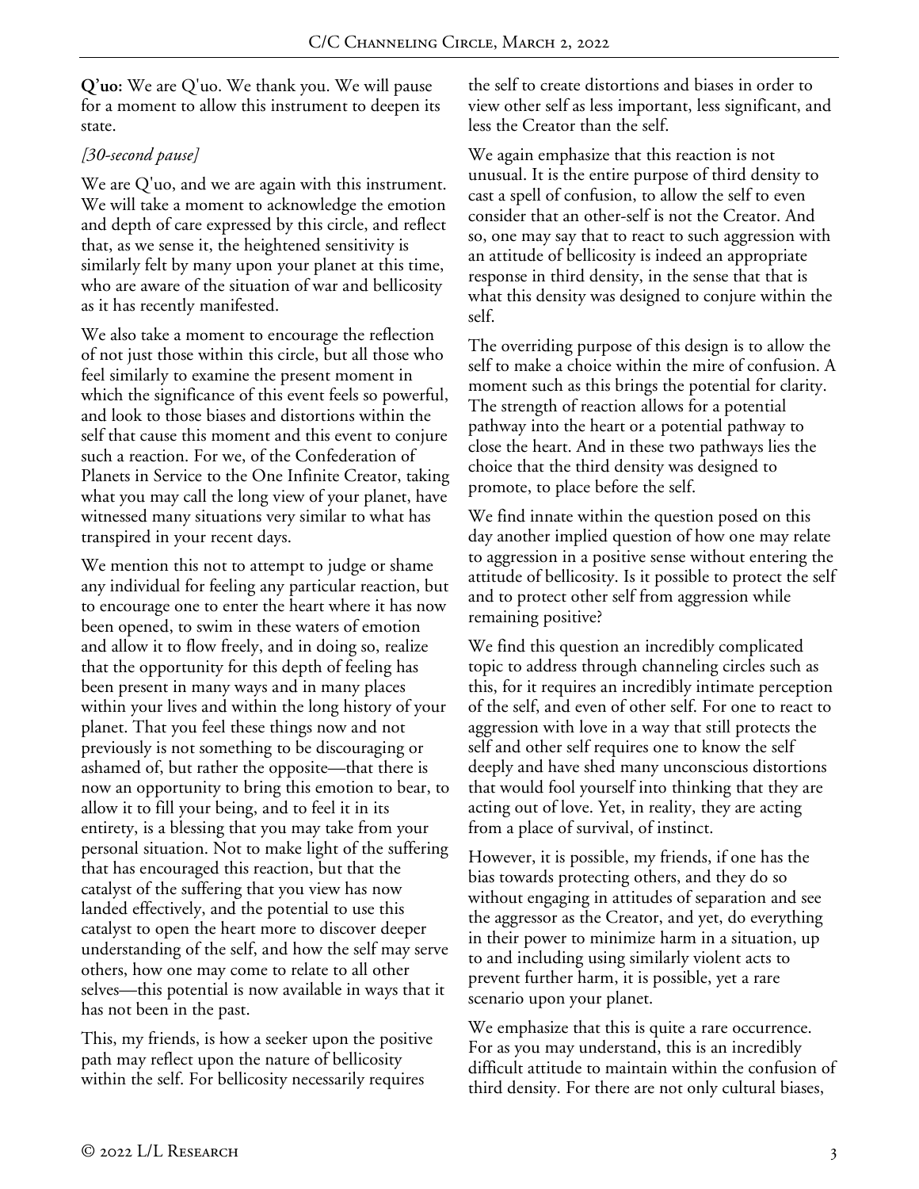**Q'uo:** We are Q'uo. We thank you. We will pause for a moment to allow this instrument to deepen its state.

*[30-second pause]*

We are Q'uo, and we are again with this instrument. We will take a moment to acknowledge the emotion and depth of care expressed by this circle, and reflect that, as we sense it, the heightened sensitivity is similarly felt by many upon your planet at this time, who are aware of the situation of war and bellicosity as it has recently manifested.

We also take a moment to encourage the reflection of not just those within this circle, but all those who feel similarly to examine the present moment in which the significance of this event feels so powerful, and look to those biases and distortions within the self that cause this moment and this event to conjure such a reaction. For we, of the Confederation of Planets in Service to the One Infinite Creator, taking what you may call the long view of your planet, have witnessed many situations very similar to what has transpired in your recent days.

We mention this not to attempt to judge or shame any individual for feeling any particular reaction, but to encourage one to enter the heart where it has now been opened, to swim in these waters of emotion and allow it to flow freely, and in doing so, realize that the opportunity for this depth of feeling has been present in many ways and in many places within your lives and within the long history of your planet. That you feel these things now and not previously is not something to be discouraging or ashamed of, but rather the opposite—that there is now an opportunity to bring this emotion to bear, to allow it to fill your being, and to feel it in its entirety, is a blessing that you may take from your personal situation. Not to make light of the suffering that has encouraged this reaction, but that the catalyst of the suffering that you view has now landed effectively, and the potential to use this catalyst to open the heart more to discover deeper understanding of the self, and how the self may serve others, how one may come to relate to all other selves—this potential is now available in ways that it has not been in the past.

This, my friends, is how a seeker upon the positive path may reflect upon the nature of bellicosity within the self. For bellicosity necessarily requires the self to create distortions and biases in order to view other self as less important, less significant, and less the Creator than the self.

We again emphasize that this reaction is not unusual. It is the entire purpose of third density to cast a spell of confusion, to allow the self to even consider that an other-self is not the Creator. And so, one may say that to react to such aggression with an attitude of bellicosity is indeed an appropriate response in third density, in the sense that that is what this density was designed to conjure within the self.

The overriding purpose of this design is to allow the self to make a choice within the mire of confusion. A moment such as this brings the potential for clarity. The strength of reaction allows for a potential pathway into the heart or a potential pathway to close the heart. And in these two pathways lies the choice that the third density was designed to promote, to place before the self.

We find innate within the question posed on this day another implied question of how one may relate to aggression in a positive sense without entering the attitude of bellicosity. Is it possible to protect the self and to protect other self from aggression while remaining positive?

We find this question an incredibly complicated topic to address through channeling circles such as this, for it requires an incredibly intimate perception of the self, and even of other self. For one to react to aggression with love in a way that still protects the self and other self requires one to know the self deeply and have shed many unconscious distortions that would fool yourself into thinking that they are acting out of love. Yet, in reality, they are acting from a place of survival, of instinct.

However, it is possible, my friends, if one has the bias towards protecting others, and they do so without engaging in attitudes of separation and see the aggressor as the Creator, and yet, do everything in their power to minimize harm in a situation, up to and including using similarly violent acts to prevent further harm, it is possible, yet a rare scenario upon your planet.

We emphasize that this is quite a rare occurrence. For as you may understand, this is an incredibly difficult attitude to maintain within the confusion of third density. For there are not only cultural biases,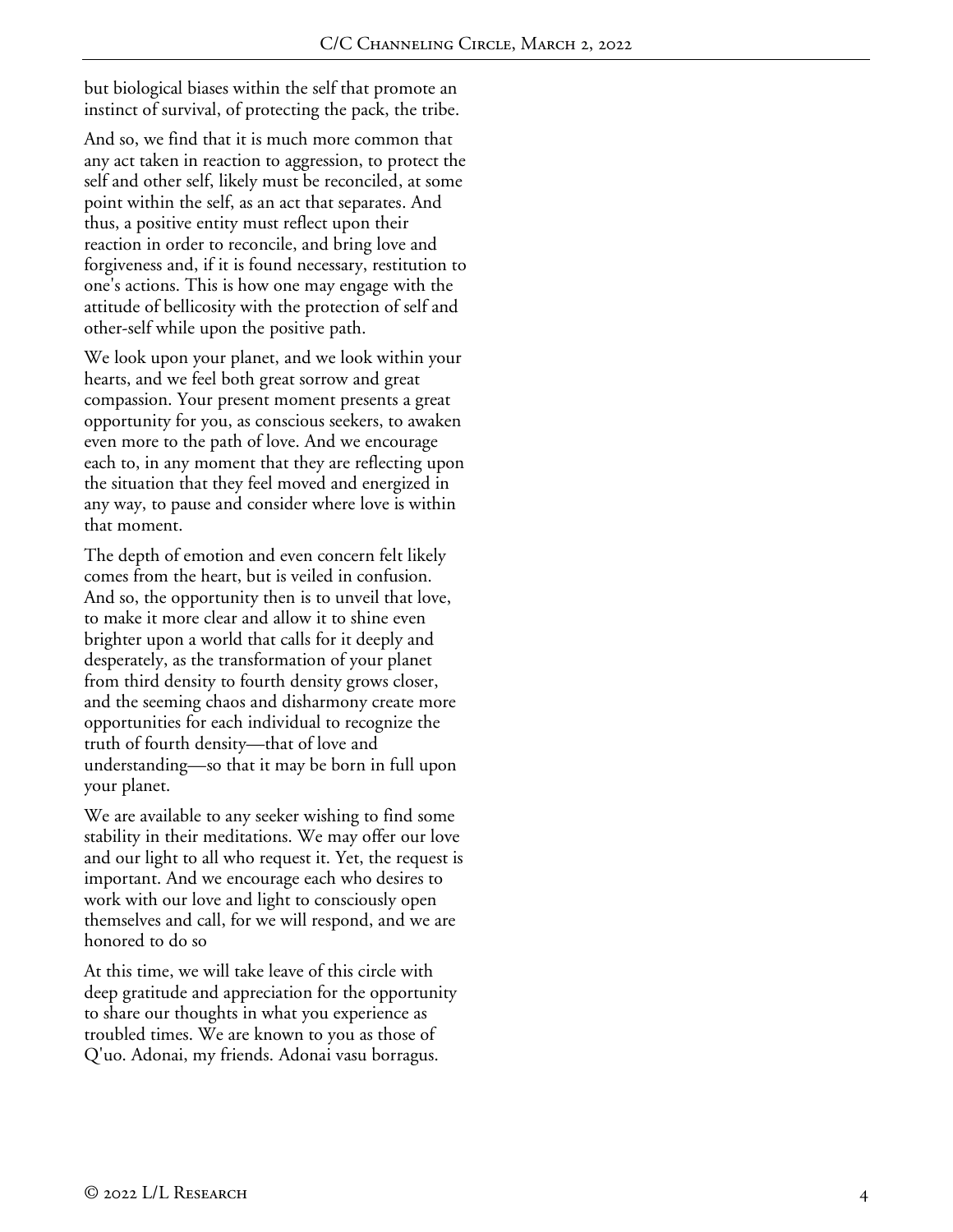but biological biases within the self that promote an instinct of survival, of protecting the pack, the tribe.

And so, we find that it is much more common that any act taken in reaction to aggression, to protect the self and other self, likely must be reconciled, at some point within the self, as an act that separates. And thus, a positive entity must reflect upon their reaction in order to reconcile, and bring love and forgiveness and, if it is found necessary, restitution to one's actions. This is how one may engage with the attitude of bellicosity with the protection of self and other-self while upon the positive path.

We look upon your planet, and we look within your hearts, and we feel both great sorrow and great compassion. Your present moment presents a great opportunity for you, as conscious seekers, to awaken even more to the path of love. And we encourage each to, in any moment that they are reflecting upon the situation that they feel moved and energized in any way, to pause and consider where love is within that moment.

The depth of emotion and even concern felt likely comes from the heart, but is veiled in confusion. And so, the opportunity then is to unveil that love, to make it more clear and allow it to shine even brighter upon a world that calls for it deeply and desperately, as the transformation of your planet from third density to fourth density grows closer, and the seeming chaos and disharmony create more opportunities for each individual to recognize the truth of fourth density—that of love and understanding—so that it may be born in full upon your planet.

We are available to any seeker wishing to find some stability in their meditations. We may offer our love and our light to all who request it. Yet, the request is important. And we encourage each who desires to work with our love and light to consciously open themselves and call, for we will respond, and we are honored to do so

At this time, we will take leave of this circle with deep gratitude and appreciation for the opportunity to share our thoughts in what you experience as troubled times. We are known to you as those of Q'uo. Adonai, my friends. Adonai vasu borragus.